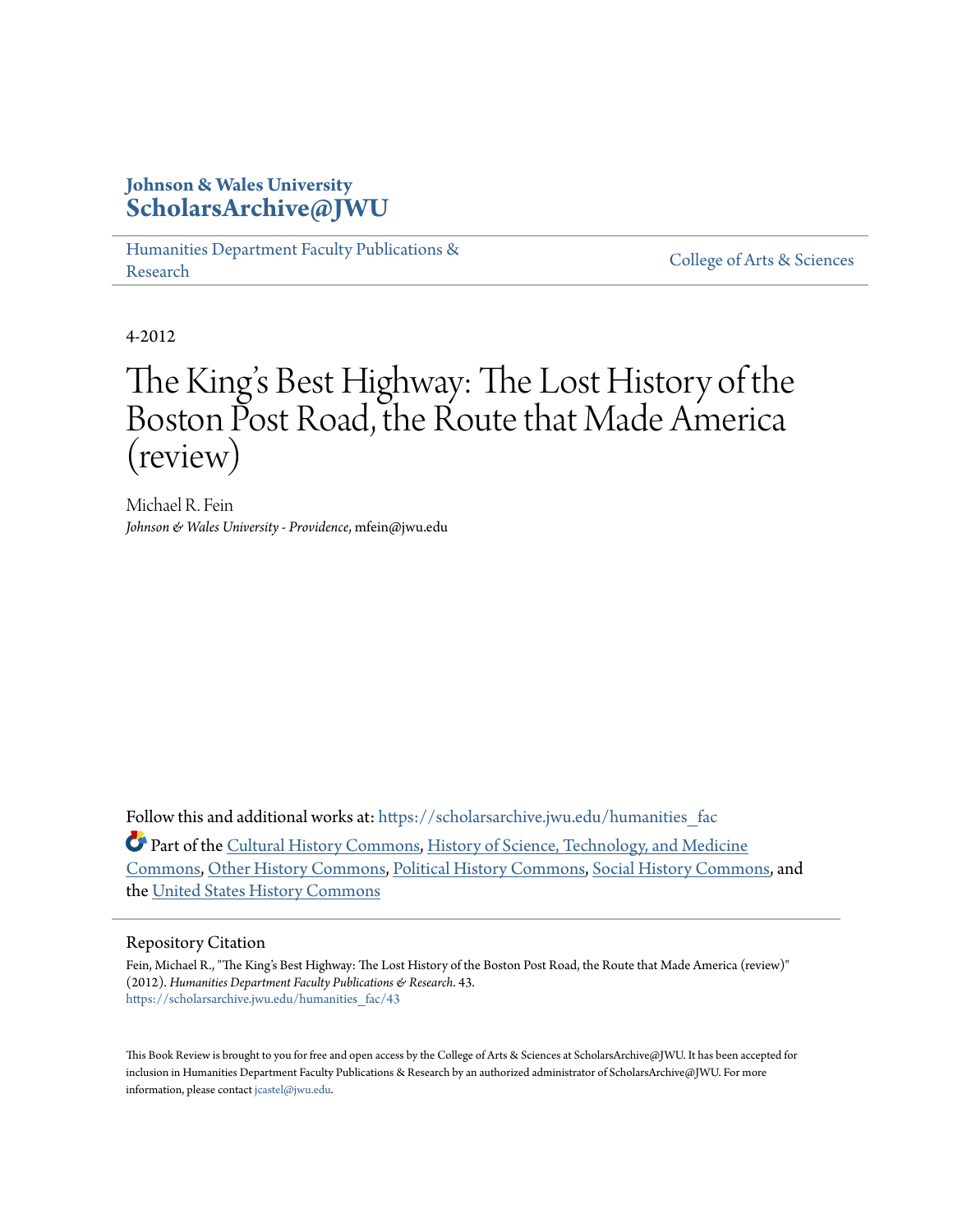**Johnson & Wales University**
**ScholarsArchive@JWU**

Humanities Department Faculty Publications & Research

College of Arts & Sciences

4-2012

# The King's Best Highway: The Lost History of the Boston Post Road, the Route that Made America (review)

Michael R. Fein
*Johnson & Wales University - Providence*, mfein@jwu.edu

Follow this and additional works at: https://scholarsarchive.jwu.edu/humanities_fac

Part of the Cultural History Commons, History of Science, Technology, and Medicine Commons, Other History Commons, Political History Commons, Social History Commons, and the United States History Commons

## Repository Citation

Fein, Michael R., "The King's Best Highway: The Lost History of the Boston Post Road, the Route that Made America (review)" (2012). *Humanities Department Faculty Publications & Research*. 43.
https://scholarsarchive.jwu.edu/humanities_fac/43

This Book Review is brought to you for free and open access by the College of Arts & Sciences at ScholarsArchive@JWU. It has been accepted for inclusion in Humanities Department Faculty Publications & Research by an authorized administrator of ScholarsArchive@JWU. For more information, please contact jcastel@jwu.edu.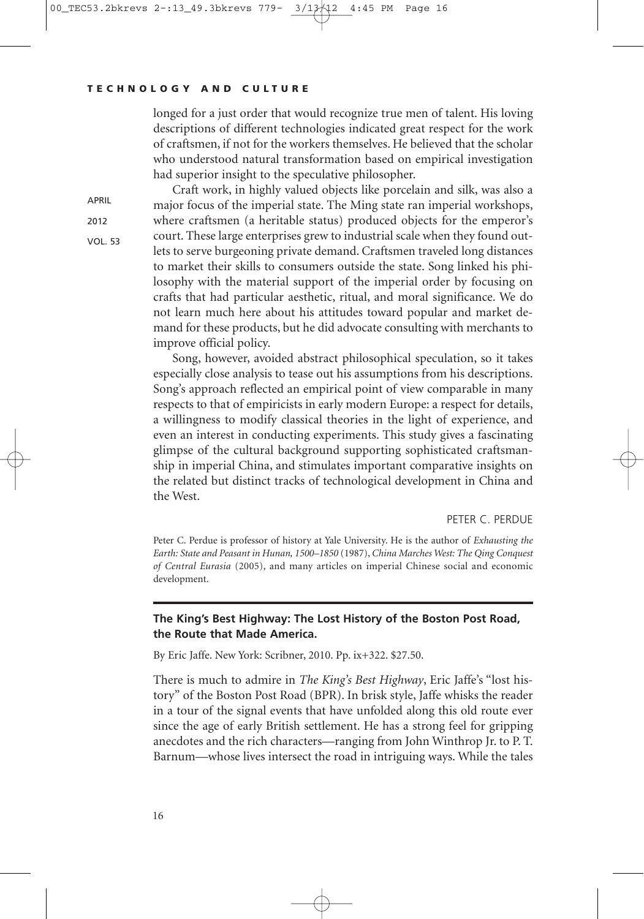longed for a just order that would recognize true men of talent. His loving descriptions of different technologies indicated great respect for the work of craftsmen, if not for the workers themselves. He believed that the scholar who understood natural transformation based on empirical investigation had superior insight to the speculative philosopher.

Craft work, in highly valued objects like porcelain and silk, was also a major focus of the imperial state. The Ming state ran imperial workshops, where craftsmen (a heritable status) produced objects for the emperor's court. These large enterprises grew to industrial scale when they found outlets to serve burgeoning private demand. Craftsmen traveled long distances to market their skills to consumers outside the state. Song linked his philosophy with the material support of the imperial order by focusing on crafts that had particular aesthetic, ritual, and moral significance. We do not learn much here about his attitudes toward popular and market demand for these products, but he did advocate consulting with merchants to improve official policy.

Song, however, avoided abstract philosophical speculation, so it takes especially close analysis to tease out his assumptions from his descriptions. Song's approach reflected an empirical point of view comparable in many respects to that of empiricists in early modern Europe: a respect for details, a willingness to modify classical theories in the light of experience, and even an interest in conducting experiments. This study gives a fascinating glimpse of the cultural background supporting sophisticated craftsmanship in imperial China, and stimulates important comparative insights on the related but distinct tracks of technological development in China and the West.

PETER C. PERDUE

Peter C. Perdue is professor of history at Yale University. He is the author of *Exhausting the Earth: State and Peasant in Hunan, 1500–1850* (1987), *China Marches West: The Qing Conquest of Central Eurasia* (2005), and many articles on imperial Chinese social and economic development.

---

**The King's Best Highway: The Lost History of the Boston Post Road, the Route that Made America.**

By Eric Jaffe. New York: Scribner, 2010. Pp. ix+322. $27.50.

There is much to admire in *The King's Best Highway*, Eric Jaffe's "lost history" of the Boston Post Road (BPR). In brisk style, Jaffe whisks the reader in a tour of the signal events that have unfolded along this old route ever since the age of early British settlement. He has a strong feel for gripping anecdotes and the rich characters—ranging from John Winthrop Jr. to P. T. Barnum—whose lives intersect the road in intriguing ways. While the tales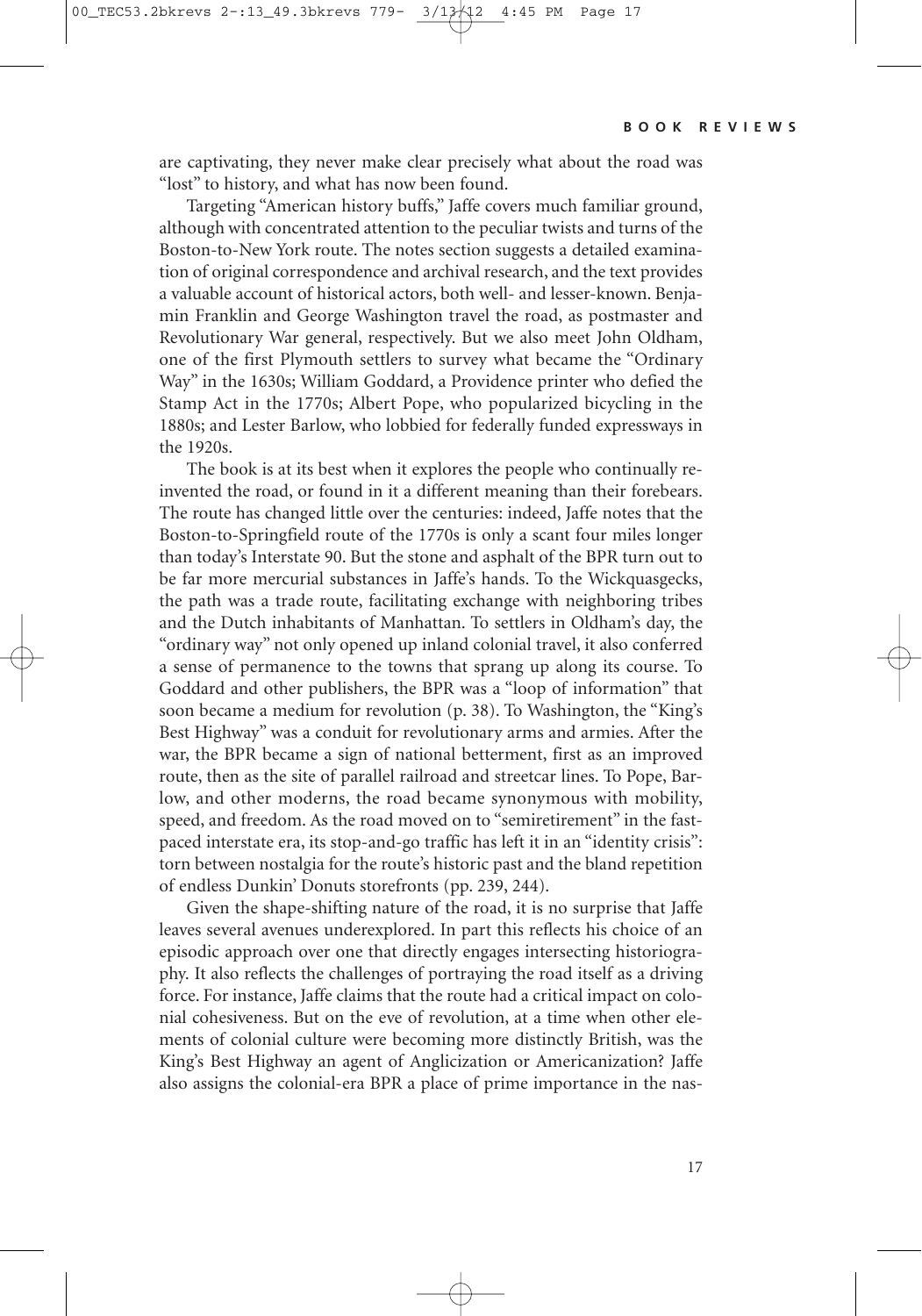are captivating, they never make clear precisely what about the road was "lost" to history, and what has now been found.

Targeting "American history buffs," Jaffe covers much familiar ground, although with concentrated attention to the peculiar twists and turns of the Boston-to-New York route. The notes section suggests a detailed examination of original correspondence and archival research, and the text provides a valuable account of historical actors, both well- and lesser-known. Benjamin Franklin and George Washington travel the road, as postmaster and Revolutionary War general, respectively. But we also meet John Oldham, one of the first Plymouth settlers to survey what became the "Ordinary Way" in the 1630s; William Goddard, a Providence printer who defied the Stamp Act in the 1770s; Albert Pope, who popularized bicycling in the 1880s; and Lester Barlow, who lobbied for federally funded expressways in the 1920s.

The book is at its best when it explores the people who continually reinvented the road, or found in it a different meaning than their forebears. The route has changed little over the centuries: indeed, Jaffe notes that the Boston-to-Springfield route of the 1770s is only a scant four miles longer than today's Interstate 90. But the stone and asphalt of the BPR turn out to be far more mercurial substances in Jaffe's hands. To the Wickquasgecks, the path was a trade route, facilitating exchange with neighboring tribes and the Dutch inhabitants of Manhattan. To settlers in Oldham's day, the "ordinary way" not only opened up inland colonial travel, it also conferred a sense of permanence to the towns that sprang up along its course. To Goddard and other publishers, the BPR was a "loop of information" that soon became a medium for revolution (p. 38). To Washington, the "King's Best Highway" was a conduit for revolutionary arms and armies. After the war, the BPR became a sign of national betterment, first as an improved route, then as the site of parallel railroad and streetcar lines. To Pope, Barlow, and other moderns, the road became synonymous with mobility, speed, and freedom. As the road moved on to "semiretirement" in the fast-paced interstate era, its stop-and-go traffic has left it in an "identity crisis": torn between nostalgia for the route's historic past and the bland repetition of endless Dunkin' Donuts storefronts (pp. 239, 244).

Given the shape-shifting nature of the road, it is no surprise that Jaffe leaves several avenues underexplored. In part this reflects his choice of an episodic approach over one that directly engages intersecting historiography. It also reflects the challenges of portraying the road itself as a driving force. For instance, Jaffe claims that the route had a critical impact on colonial cohesiveness. But on the eve of revolution, at a time when other elements of colonial culture were becoming more distinctly British, was the King's Best Highway an agent of Anglicization or Americanization? Jaffe also assigns the colonial-era BPR a place of prime importance in the nas-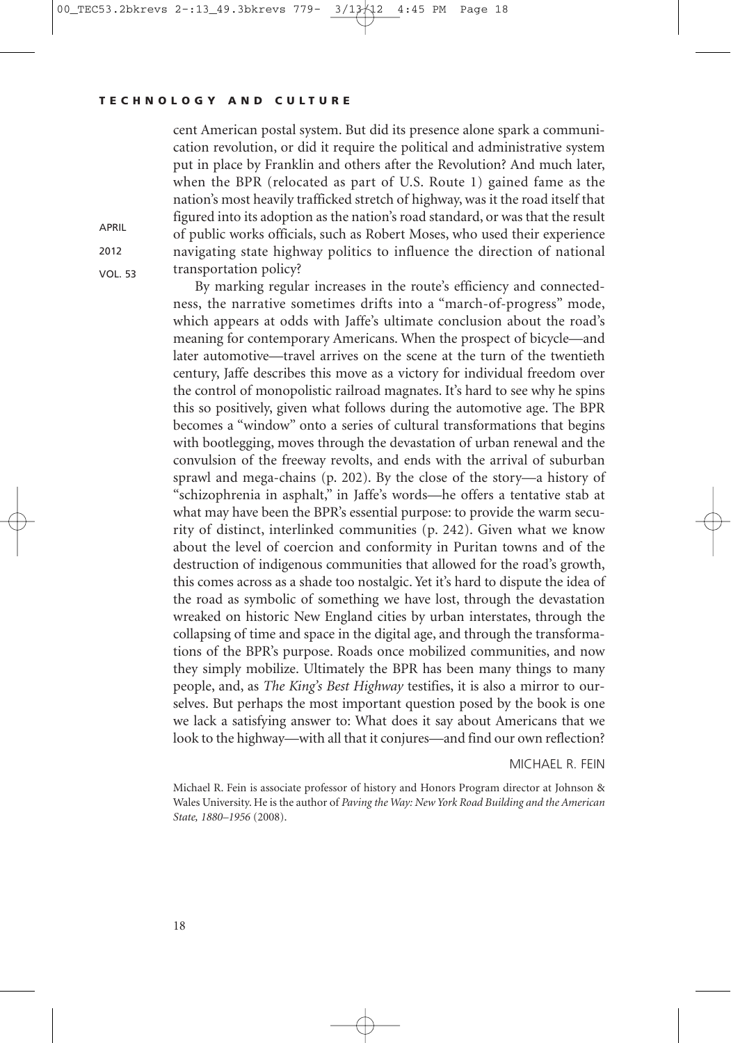cent American postal system. But did its presence alone spark a communication revolution, or did it require the political and administrative system put in place by Franklin and others after the Revolution? And much later, when the BPR (relocated as part of U.S. Route 1) gained fame as the nation's most heavily trafficked stretch of highway, was it the road itself that figured into its adoption as the nation's road standard, or was that the result of public works officials, such as Robert Moses, who used their experience navigating state highway politics to influence the direction of national transportation policy?

By marking regular increases in the route's efficiency and connectedness, the narrative sometimes drifts into a "march-of-progress" mode, which appears at odds with Jaffe's ultimate conclusion about the road's meaning for contemporary Americans. When the prospect of bicycle—and later automotive—travel arrives on the scene at the turn of the twentieth century, Jaffe describes this move as a victory for individual freedom over the control of monopolistic railroad magnates. It's hard to see why he spins this so positively, given what follows during the automotive age. The BPR becomes a "window" onto a series of cultural transformations that begins with bootlegging, moves through the devastation of urban renewal and the convulsion of the freeway revolts, and ends with the arrival of suburban sprawl and mega-chains (p. 202). By the close of the story—a history of "schizophrenia in asphalt," in Jaffe's words—he offers a tentative stab at what may have been the BPR's essential purpose: to provide the warm security of distinct, interlinked communities (p. 242). Given what we know about the level of coercion and conformity in Puritan towns and of the destruction of indigenous communities that allowed for the road's growth, this comes across as a shade too nostalgic. Yet it's hard to dispute the idea of the road as symbolic of something we have lost, through the devastation wreaked on historic New England cities by urban interstates, through the collapsing of time and space in the digital age, and through the transformations of the BPR's purpose. Roads once mobilized communities, and now they simply mobilize. Ultimately the BPR has been many things to many people, and, as *The King's Best Highway* testifies, it is also a mirror to ourselves. But perhaps the most important question posed by the book is one we lack a satisfying answer to: What does it say about Americans that we look to the highway—with all that it conjures—and find our own reflection?

MICHAEL R. FEIN

Michael R. Fein is associate professor of history and Honors Program director at Johnson & Wales University. He is the author of *Paving the Way: New York Road Building and the American State, 1880–1956* (2008).